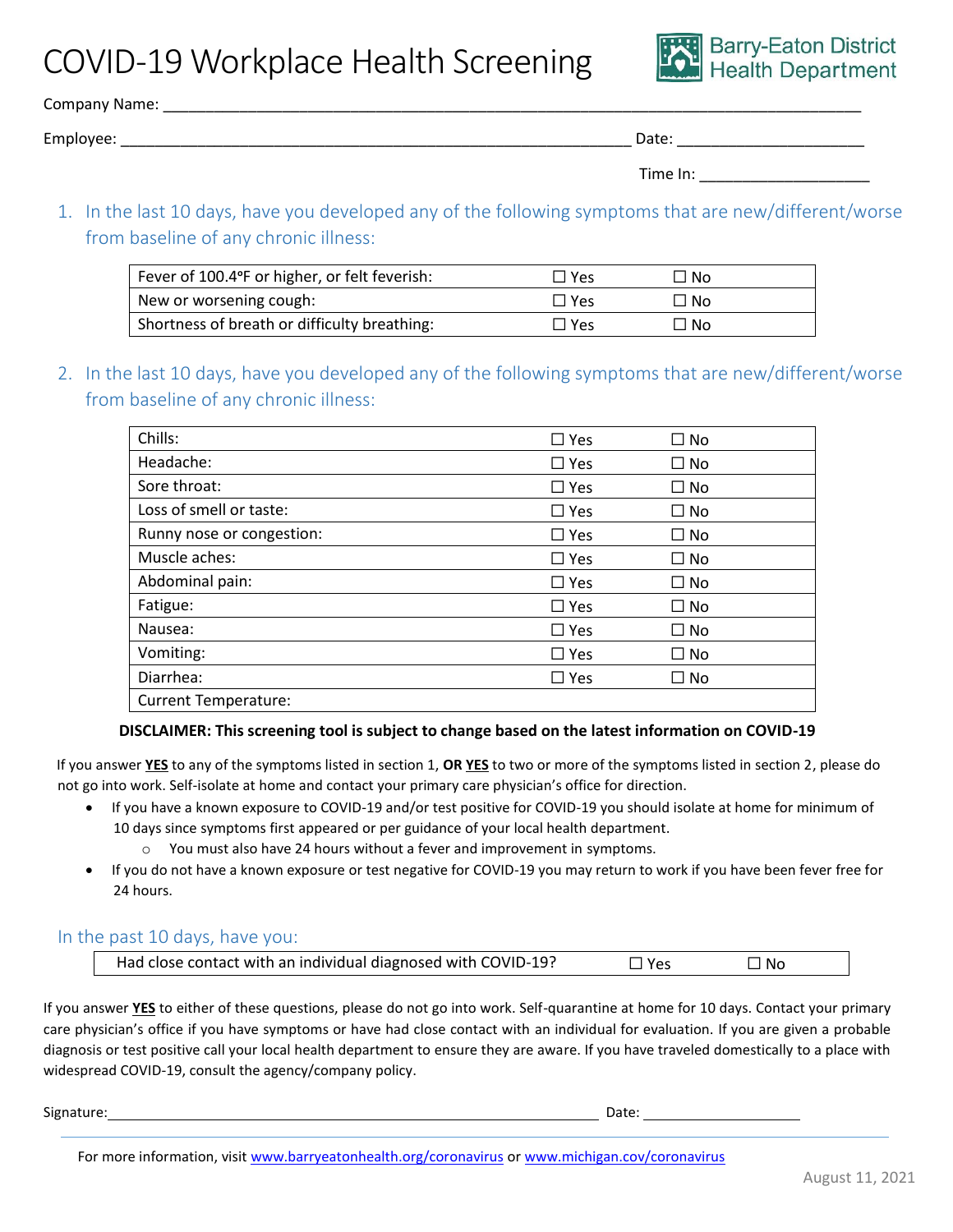# COVID-19 Workplace Health Screening

Barry-Eaton District Health Department

Company Name: ______________________________________________________________________________

Employee: ____________________________________________________________ Date: _____________________

Time In: ___________________

1. In the last 10 days, have you developed any of the following symptoms that are new/different/worse from baseline of any chronic illness:

| | | |
|---|---|---|
| Fever of 100.4ºF or higher, or felt feverish: | ☐ Yes | ☐ No |
| New or worsening cough: | ☐ Yes | ☐ No |
| Shortness of breath or difficulty breathing: | ☐ Yes | ☐ No |

2. In the last 10 days, have you developed any of the following symptoms that are new/different/worse from baseline of any chronic illness:

| | | |
|---|---|---|
| Chills: | ☐ Yes | ☐ No |
| Headache: | ☐ Yes | ☐ No |
| Sore throat: | ☐ Yes | ☐ No |
| Loss of smell or taste: | ☐ Yes | ☐ No |
| Runny nose or congestion: | ☐ Yes | ☐ No |
| Muscle aches: | ☐ Yes | ☐ No |
| Abdominal pain: | ☐ Yes | ☐ No |
| Fatigue: | ☐ Yes | ☐ No |
| Nausea: | ☐ Yes | ☐ No |
| Vomiting: | ☐ Yes | ☐ No |
| Diarrhea: | ☐ Yes | ☐ No |
| Current Temperature: | | |

**DISCLAIMER: This screening tool is subject to change based on the latest information on COVID-19**

If you answer **YES** to any of the symptoms listed in section 1, **OR YES** to two or more of the symptoms listed in section 2, please do not go into work. Self-isolate at home and contact your primary care physician's office for direction.

- If you have a known exposure to COVID-19 and/or test positive for COVID-19 you should isolate at home for minimum of 10 days since symptoms first appeared or per guidance of your local health department.
  - You must also have 24 hours without a fever and improvement in symptoms.
- If you do not have a known exposure or test negative for COVID-19 you may return to work if you have been fever free for 24 hours.

## In the past 10 days, have you:

| | | |
|---|---|---|
| Had close contact with an individual diagnosed with COVID-19? | ☐ Yes | ☐ No |

If you answer **YES** to either of these questions, please do not go into work. Self-quarantine at home for 10 days. Contact your primary care physician's office if you have symptoms or have had close contact with an individual for evaluation. If you are given a probable diagnosis or test positive call your local health department to ensure they are aware. If you have traveled domestically to a place with widespread COVID-19, consult the agency/company policy.

Signature:_______________________________________________________________ Date: ____________________

For more information, visit www.barryeatonhealth.org/coronavirus or www.michigan.gov/coronavirus

August 11, 2021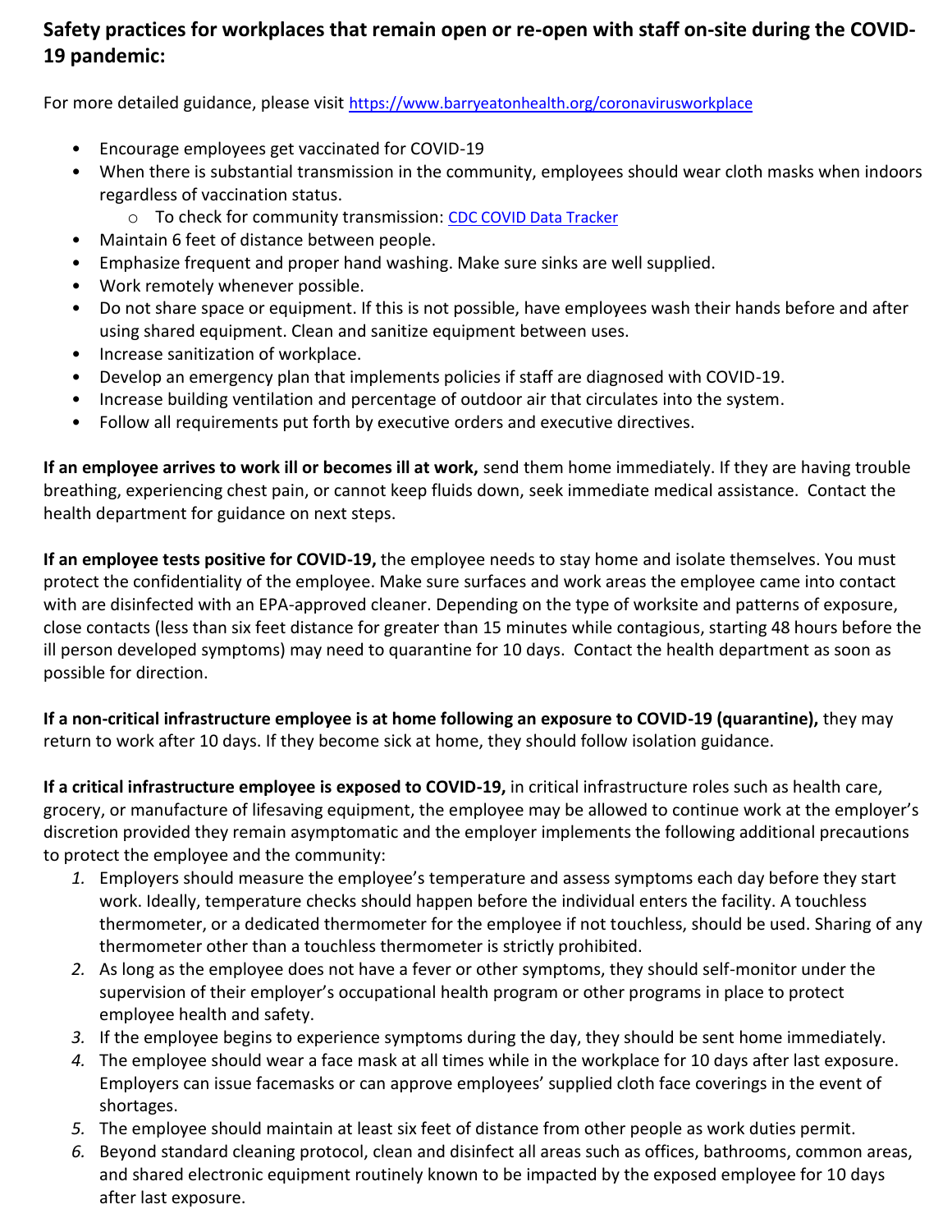## Safety practices for workplaces that remain open or re-open with staff on-site during the COVID-19 pandemic:

For more detailed guidance, please visit [https://www.barryeatonhealth.org/coronavirusworkplace](https://www.barryeatonhealth.org/coronavirusworkplace)

- Encourage employees get vaccinated for COVID-19
- When there is substantial transmission in the community, employees should wear cloth masks when indoors regardless of vaccination status.
  - To check for community transmission: CDC COVID Data Tracker
- Maintain 6 feet of distance between people.
- Emphasize frequent and proper hand washing. Make sure sinks are well supplied.
- Work remotely whenever possible.
- Do not share space or equipment. If this is not possible, have employees wash their hands before and after using shared equipment. Clean and sanitize equipment between uses.
- Increase sanitization of workplace.
- Develop an emergency plan that implements policies if staff are diagnosed with COVID-19.
- Increase building ventilation and percentage of outdoor air that circulates into the system.
- Follow all requirements put forth by executive orders and executive directives.

**If an employee arrives to work ill or becomes ill at work,** send them home immediately. If they are having trouble breathing, experiencing chest pain, or cannot keep fluids down, seek immediate medical assistance. Contact the health department for guidance on next steps.

**If an employee tests positive for COVID-19,** the employee needs to stay home and isolate themselves. You must protect the confidentiality of the employee. Make sure surfaces and work areas the employee came into contact with are disinfected with an EPA-approved cleaner. Depending on the type of worksite and patterns of exposure, close contacts (less than six feet distance for greater than 15 minutes while contagious, starting 48 hours before the ill person developed symptoms) may need to quarantine for 10 days. Contact the health department as soon as possible for direction.

**If a non-critical infrastructure employee is at home following an exposure to COVID-19 (quarantine),** they may return to work after 10 days. If they become sick at home, they should follow isolation guidance.

**If a critical infrastructure employee is exposed to COVID-19,** in critical infrastructure roles such as health care, grocery, or manufacture of lifesaving equipment, the employee may be allowed to continue work at the employer's discretion provided they remain asymptomatic and the employer implements the following additional precautions to protect the employee and the community:

1. Employers should measure the employee's temperature and assess symptoms each day before they start work. Ideally, temperature checks should happen before the individual enters the facility. A touchless thermometer, or a dedicated thermometer for the employee if not touchless, should be used. Sharing of any thermometer other than a touchless thermometer is strictly prohibited.
2. As long as the employee does not have a fever or other symptoms, they should self-monitor under the supervision of their employer's occupational health program or other programs in place to protect employee health and safety.
3. If the employee begins to experience symptoms during the day, they should be sent home immediately.
4. The employee should wear a face mask at all times while in the workplace for 10 days after last exposure. Employers can issue facemasks or can approve employees' supplied cloth face coverings in the event of shortages.
5. The employee should maintain at least six feet of distance from other people as work duties permit.
6. Beyond standard cleaning protocol, clean and disinfect all areas such as offices, bathrooms, common areas, and shared electronic equipment routinely known to be impacted by the exposed employee for 10 days after last exposure.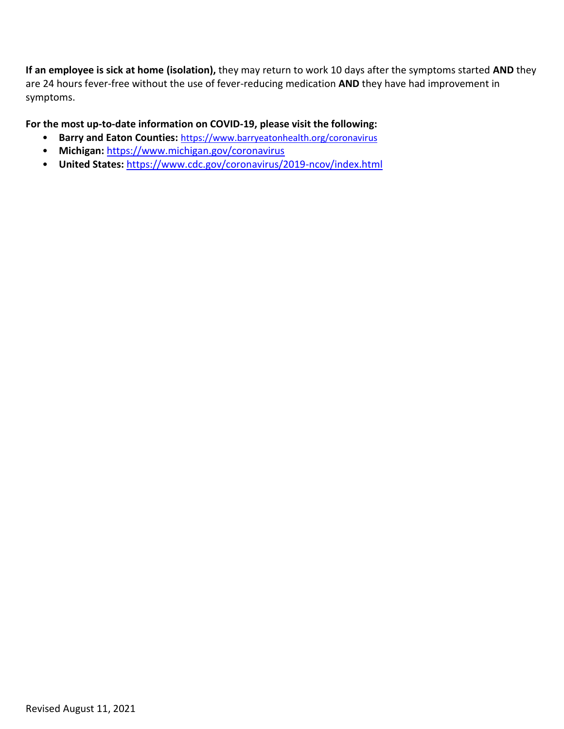**If an employee is sick at home (isolation),** they may return to work 10 days after the symptoms started **AND** they are 24 hours fever-free without the use of fever-reducing medication **AND** they have had improvement in symptoms.

**For the most up-to-date information on COVID-19, please visit the following:**

- **Barry and Eaton Counties:** https://www.barryeatonhealth.org/coronavirus
- **Michigan:** https://www.michigan.gov/coronavirus
- **United States:** https://www.cdc.gov/coronavirus/2019-ncov/index.html

Revised August 11, 2021